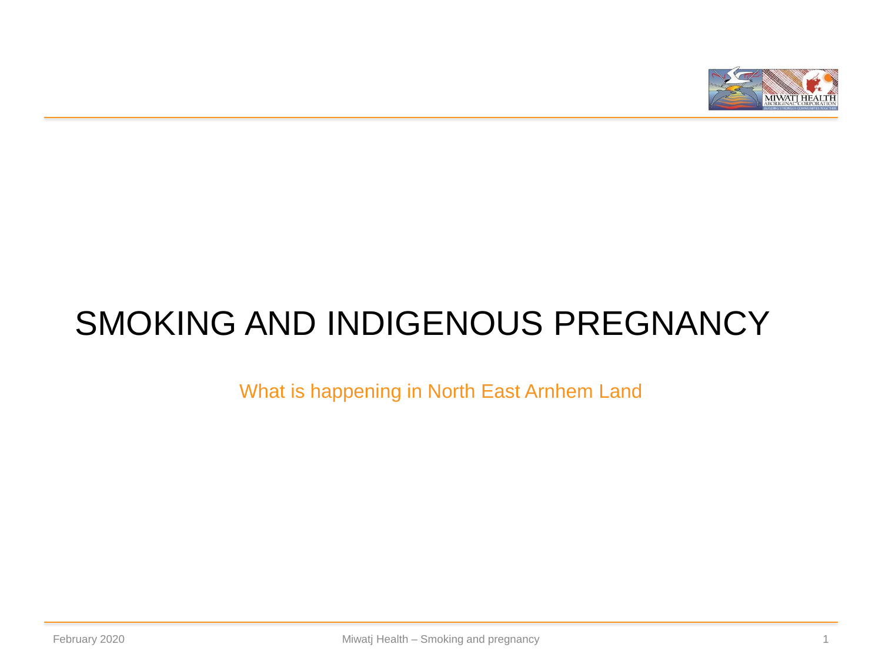# SMOKING AND INDIGENOUS PREGNANCY

What is happening in North East Arnhem Land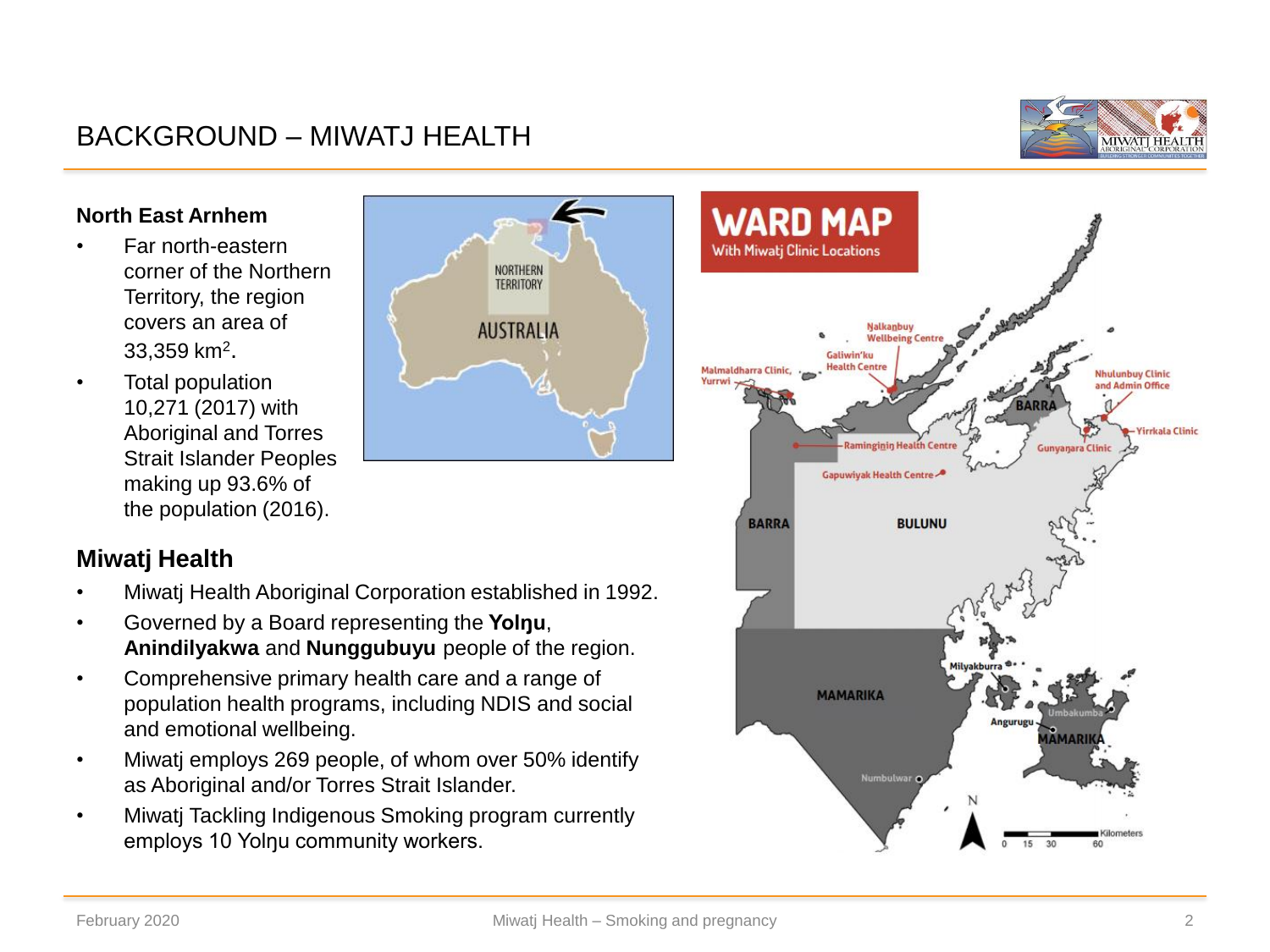# BACKGROUND – MIWATJ HEALTH

## North East Arnhem

- Far north-eastern corner of the Northern Territory, the region covers an area of 33,359 km$^2$.
- Total population 10,271 (2017) with Aboriginal and Torres Strait Islander Peoples making up 93.6% of the population (2016).

## Miwatj Health

- Miwatj Health Aboriginal Corporation established in 1992.
- Governed by a Board representing the **Yolŋu**, **Anindilyakwa** and **Nunggubuyu** people of the region.
- Comprehensive primary health care and a range of population health programs, including NDIS and social and emotional wellbeing.
- Miwatj employs 269 people, of whom over 50% identify as Aboriginal and/or Torres Strait Islander.
- Miwatj Tackling Indigenous Smoking program currently employs 10 Yolŋu community workers.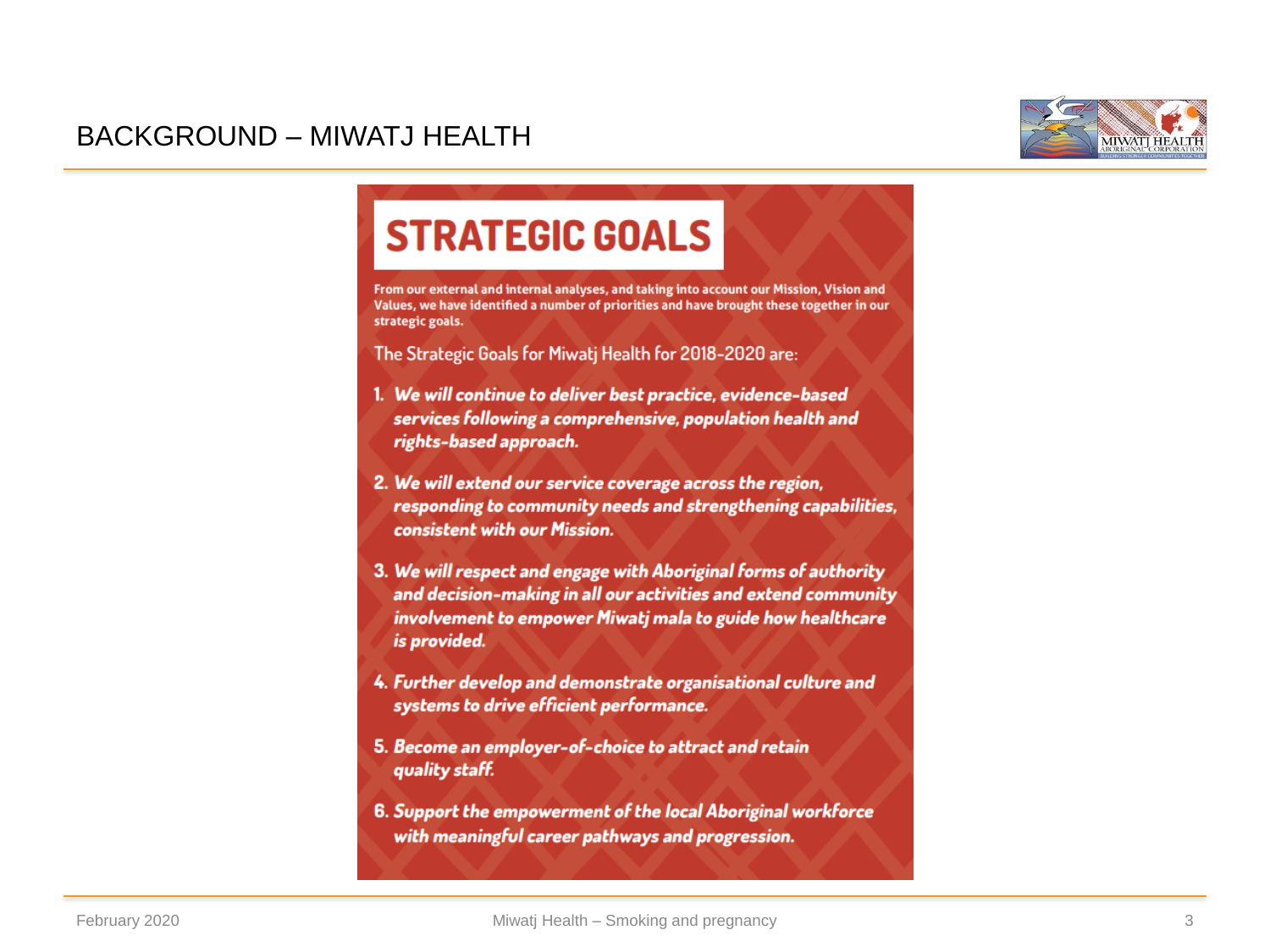# BACKGROUND – MIWATJ HEALTH

## STRATEGIC GOALS

From our external and internal analyses, and taking into account our Mission, Vision and Values, we have identified a number of priorities and have brought these together in our strategic goals.

The Strategic Goals for Miwatj Health for 2018-2020 are:

1. ***We will continue to deliver best practice, evidence-based services following a comprehensive, population health and rights-based approach.***
2. ***We will extend our service coverage across the region, responding to community needs and strengthening capabilities, consistent with our Mission.***
3. ***We will respect and engage with Aboriginal forms of authority and decision-making in all our activities and extend community involvement to empower Miwatj mala to guide how healthcare is provided.***
4. ***Further develop and demonstrate organisational culture and systems to drive efficient performance.***
5. ***Become an employer-of-choice to attract and retain quality staff.***
6. ***Support the empowerment of the local Aboriginal workforce with meaningful career pathways and progression.***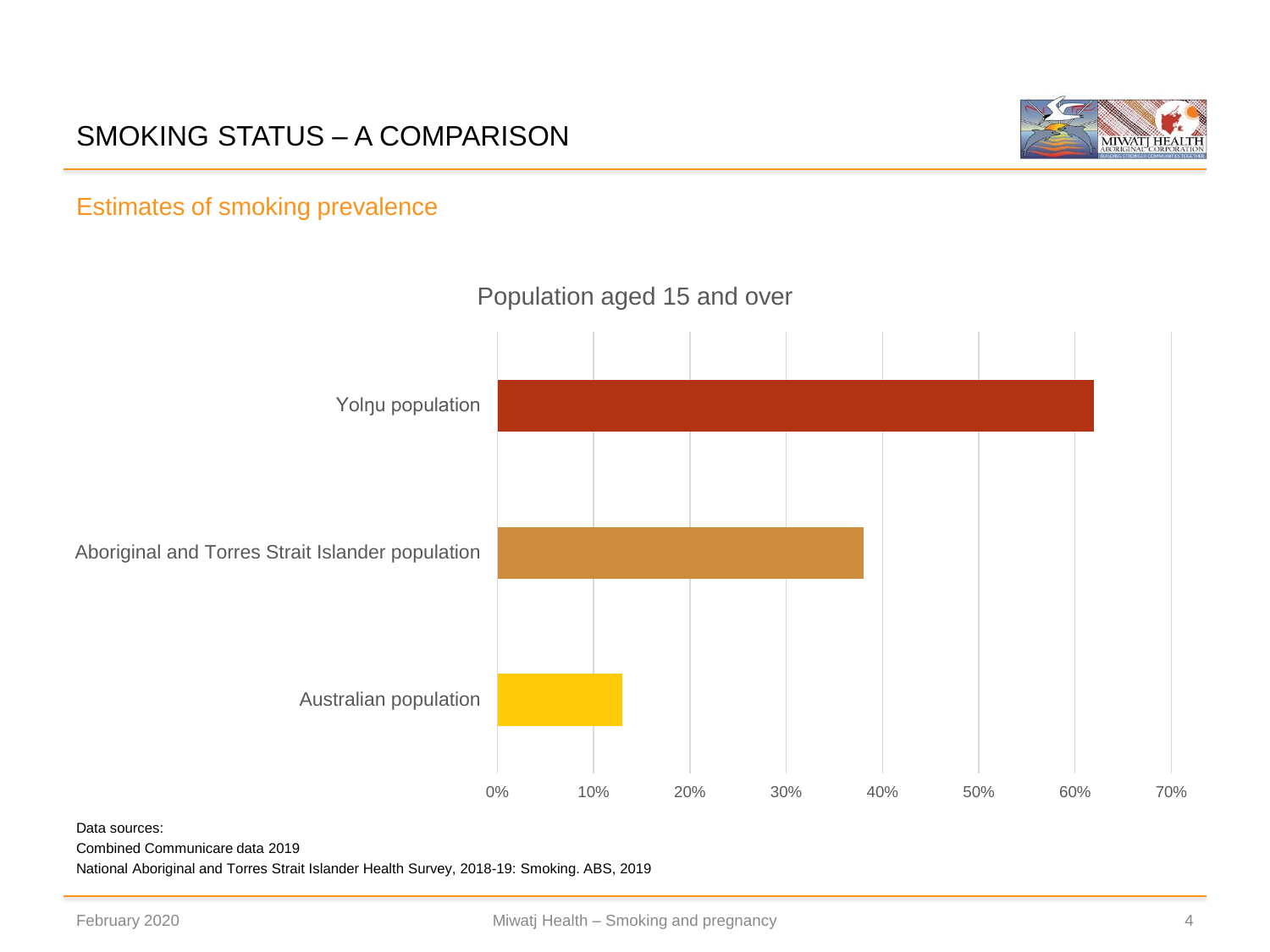# SMOKING STATUS – A COMPARISON

## Estimates of smoking prevalence

Population aged 15 and over

| Population | Smoking prevalence |
| --- | --- |
| Yolŋu population | ~62% |
| Aboriginal and Torres Strait Islander population | ~38% |
| Australian population | ~13% |

Data sources:

Combined Communicare data 2019

National Aboriginal and Torres Strait Islander Health Survey, 2018-19: Smoking. ABS, 2019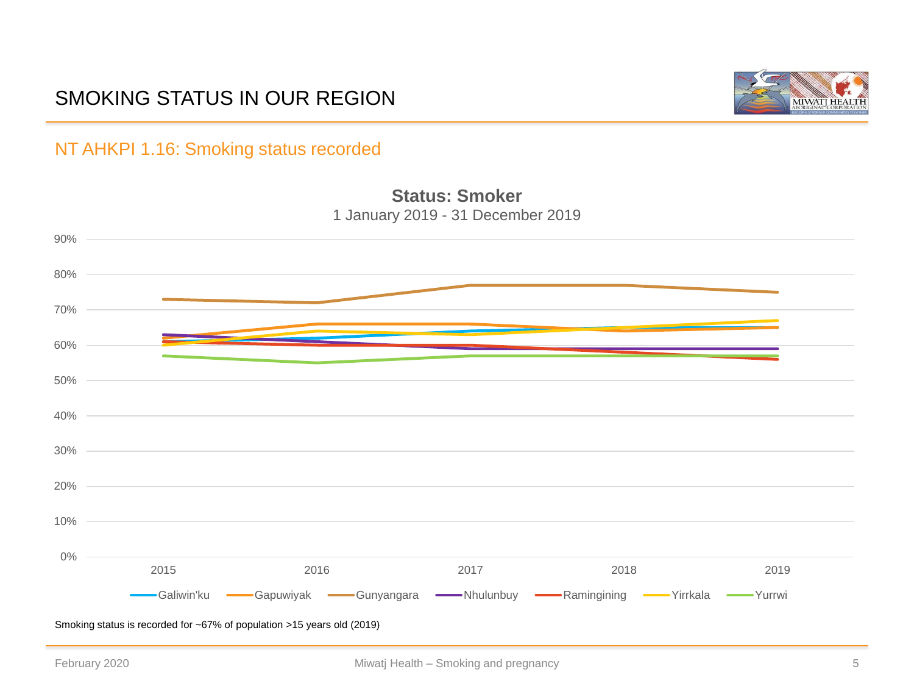# SMOKING STATUS IN OUR REGION

## NT AHKPI 1.16: Smoking status recorded

**Status: Smoker**
1 January 2019 - 31 December 2019

Smoking status is recorded for ~67% of population >15 years old (2019)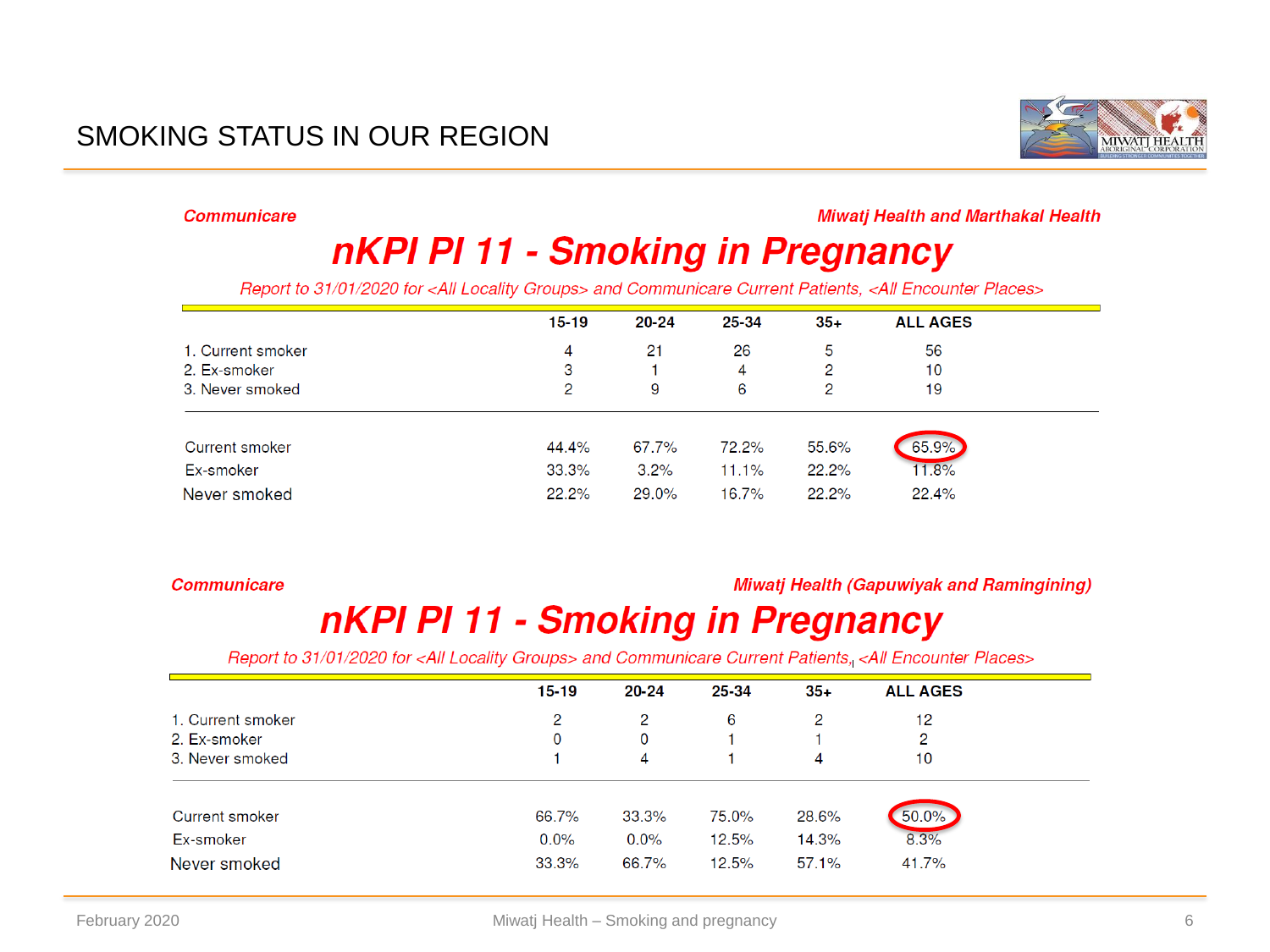# SMOKING STATUS IN OUR REGION

*Communicare* — *Miwatj Health and Marthakal Health*

## nKPI PI 11 - Smoking in Pregnancy

*Report to 31/01/2020 for <All Locality Groups> and Communicare Current Patients, <All Encounter Places>*

| | 15-19 | 20-24 | 25-34 | 35+ | ALL AGES |
|---|---|---|---|---|---|
| 1. Current smoker | 4 | 21 | 26 | 5 | 56 |
| 2. Ex-smoker | 3 | 1 | 4 | 2 | 10 |
| 3. Never smoked | 2 | 9 | 6 | 2 | 19 |
| Current smoker | 44.4% | 67.7% | 72.2% | 55.6% | 65.9% |
| Ex-smoker | 33.3% | 3.2% | 11.1% | 22.2% | 11.8% |
| Never smoked | 22.2% | 29.0% | 16.7% | 22.2% | 22.4% |

*Communicare* — *Miwatj Health (Gapuwiyak and Ramingining)*

## nKPI PI 11 - Smoking in Pregnancy

*Report to 31/01/2020 for <All Locality Groups> and Communicare Current Patients, <All Encounter Places>*

| | 15-19 | 20-24 | 25-34 | 35+ | ALL AGES |
|---|---|---|---|---|---|
| 1. Current smoker | 2 | 2 | 6 | 2 | 12 |
| 2. Ex-smoker | 0 | 0 | 1 | 1 | 2 |
| 3. Never smoked | 1 | 4 | 1 | 4 | 10 |
| Current smoker | 66.7% | 33.3% | 75.0% | 28.6% | 50.0% |
| Ex-smoker | 0.0% | 0.0% | 12.5% | 14.3% | 8.3% |
| Never smoked | 33.3% | 66.7% | 12.5% | 57.1% | 41.7% |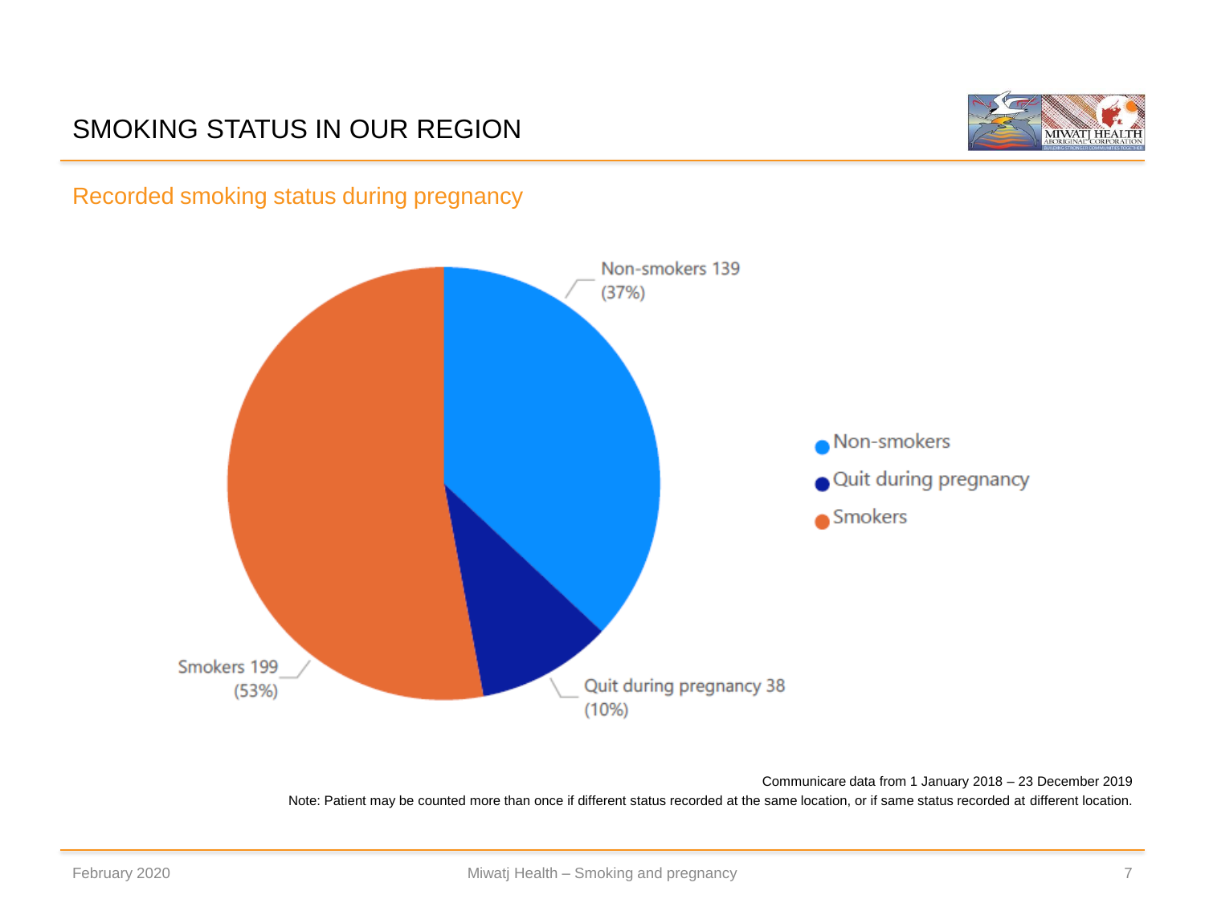# SMOKING STATUS IN OUR REGION

## Recorded smoking status during pregnancy

Non-smokers 139 (37%)

Quit during pregnancy 38 (10%)

Smokers 199 (53%)

- Non-smokers
- Quit during pregnancy
- Smokers

Communicare data from 1 January 2018 – 23 December 2019

Note: Patient may be counted more than once if different status recorded at the same location, or if same status recorded at different location.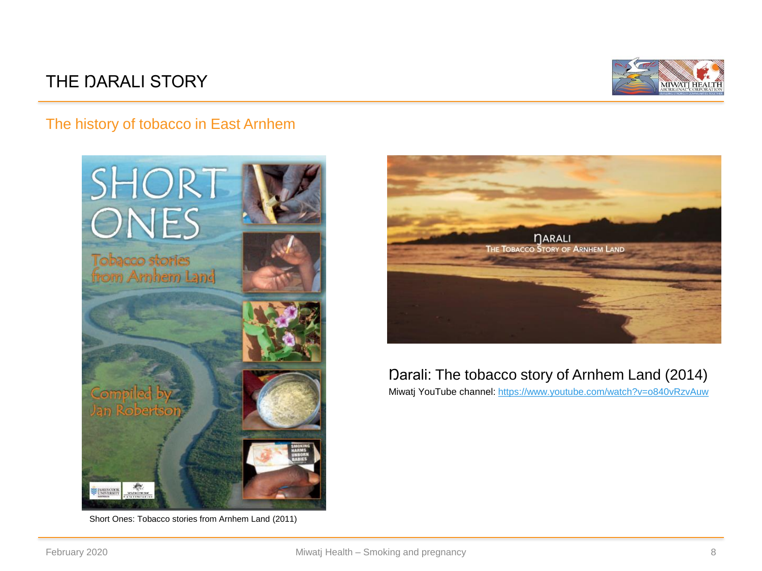# THE ŊARALI STORY

## The history of tobacco in East Arnhem

Short Ones: Tobacco stories from Arnhem Land (2011)

Ŋarali: The tobacco story of Arnhem Land (2014)

Miwatj YouTube channel: https://www.youtube.com/watch?v=o840vRzvAuw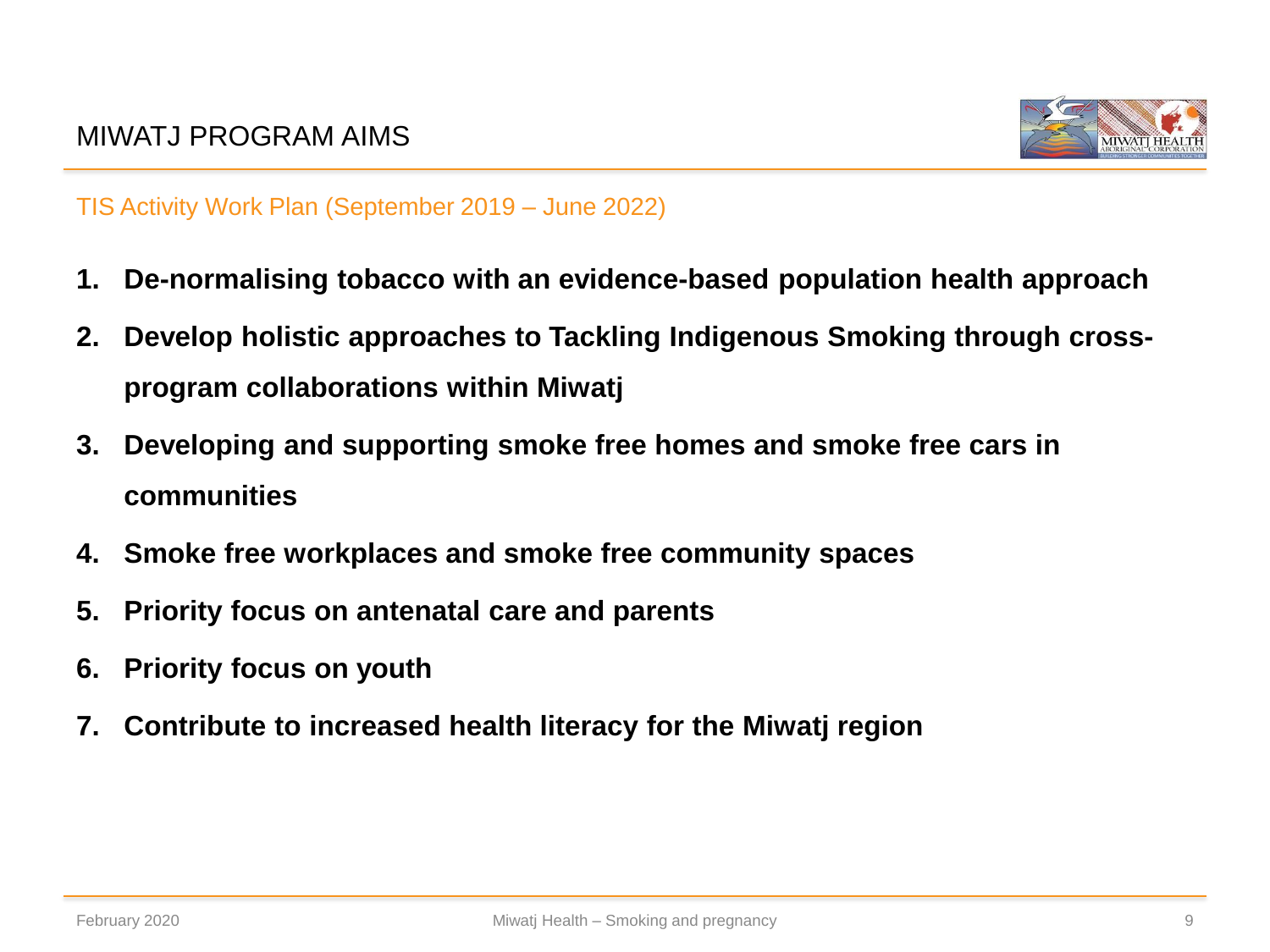# MIWATJ PROGRAM AIMS

## TIS Activity Work Plan (September 2019 – June 2022)

1. **De-normalising tobacco with an evidence-based population health approach**
2. **Develop holistic approaches to Tackling Indigenous Smoking through cross-program collaborations within Miwatj**
3. **Developing and supporting smoke free homes and smoke free cars in communities**
4. **Smoke free workplaces and smoke free community spaces**
5. **Priority focus on antenatal care and parents**
6. **Priority focus on youth**
7. **Contribute to increased health literacy for the Miwatj region**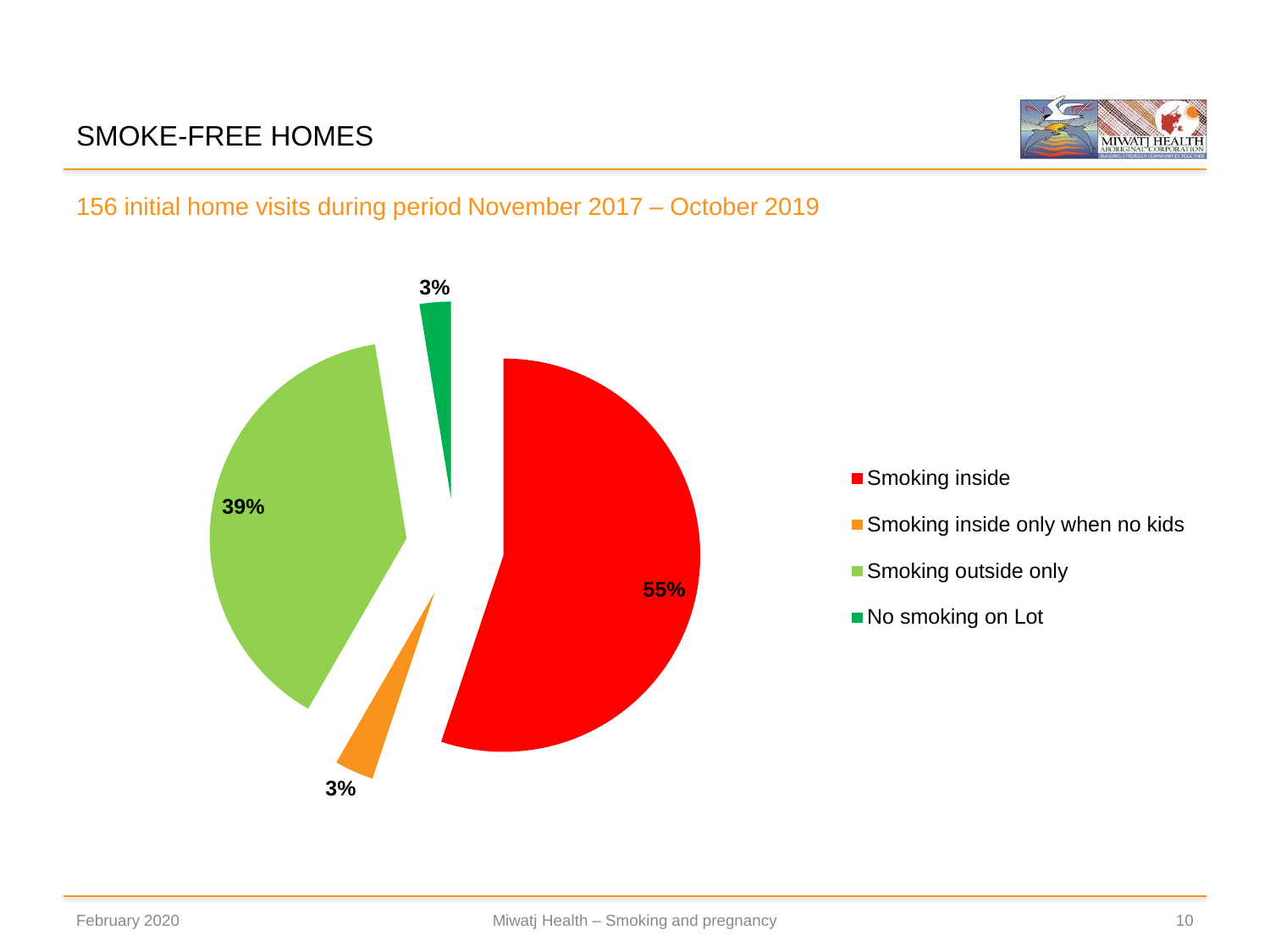# SMOKE-FREE HOMES

156 initial home visits during period November 2017 – October 2019

| Category | Percentage |
|---|---|
| Smoking inside | 55% |
| Smoking inside only when no kids | 3% |
| Smoking outside only | 39% |
| No smoking on Lot | 3% |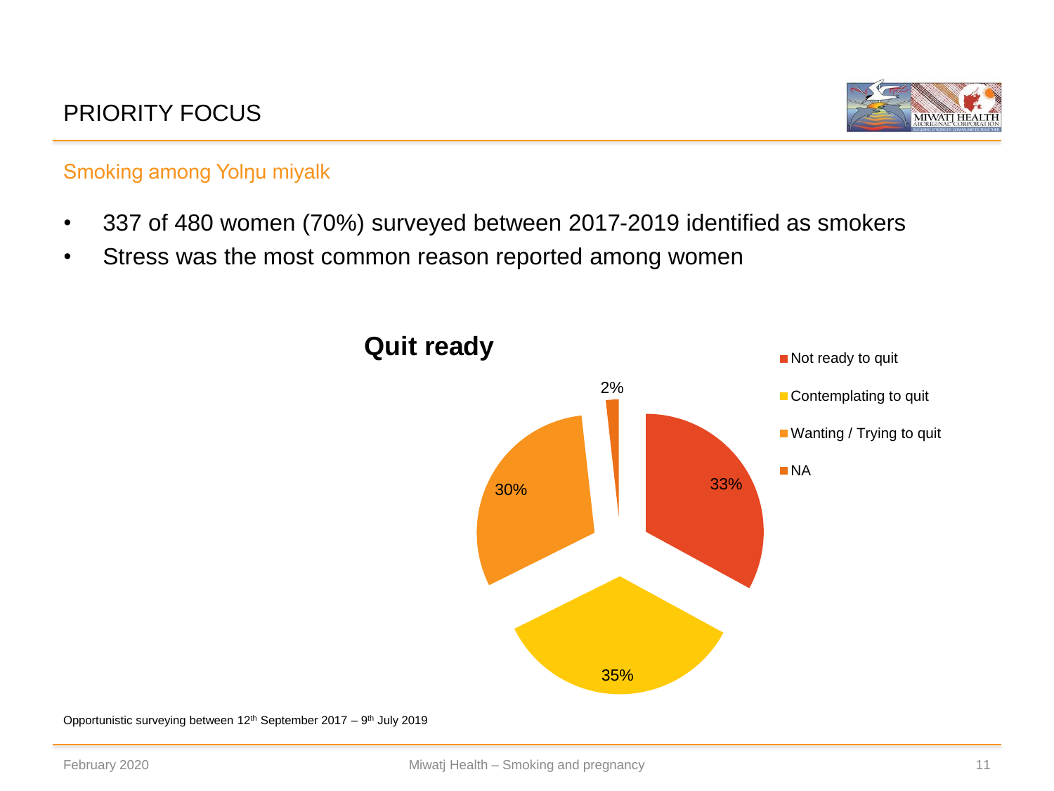# PRIORITY FOCUS

## Smoking among Yolŋu miyalk

- 337 of 480 women (70%) surveyed between 2017-2019 identified as smokers
- Stress was the most common reason reported among women

**Quit ready**

| Category | Percentage |
|---|---|
| Not ready to quit | 33% |
| Contemplating to quit | 35% |
| Wanting / Trying to quit | 30% |
| NA | 2% |

Opportunistic surveying between 12th September 2017 – 9th July 2019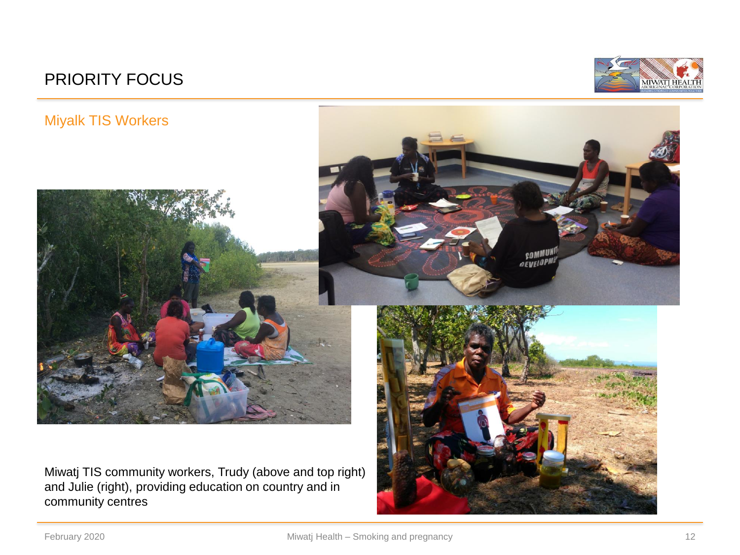# PRIORITY FOCUS

## Miyalk TIS Workers

Miwatj TIS community workers, Trudy (above and top right) and Julie (right), providing education on country and in community centres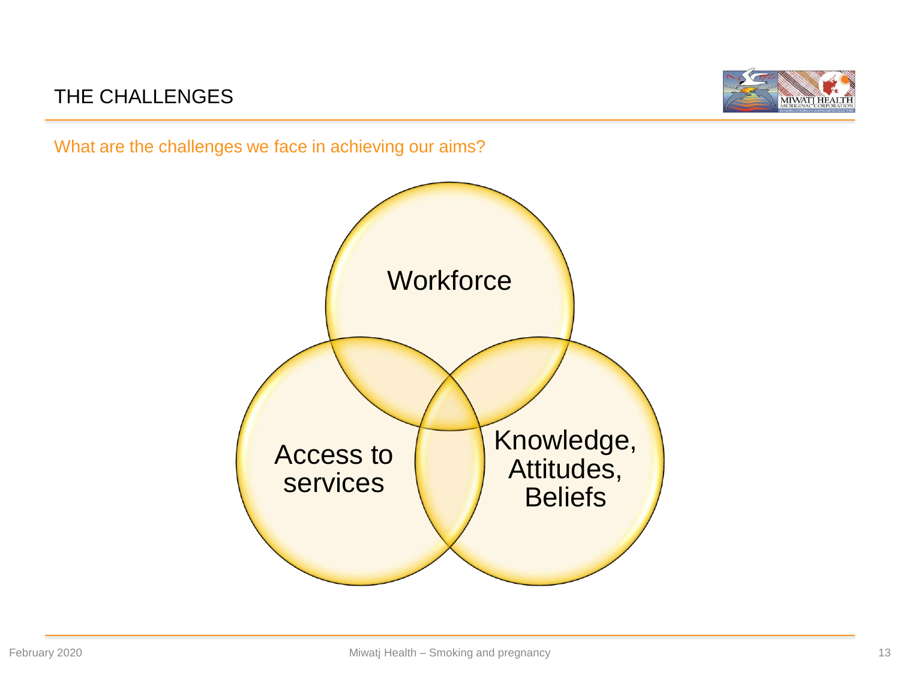# THE CHALLENGES

What are the challenges we face in achieving our aims?

- Workforce
- Access to services
- Knowledge, Attitudes, Beliefs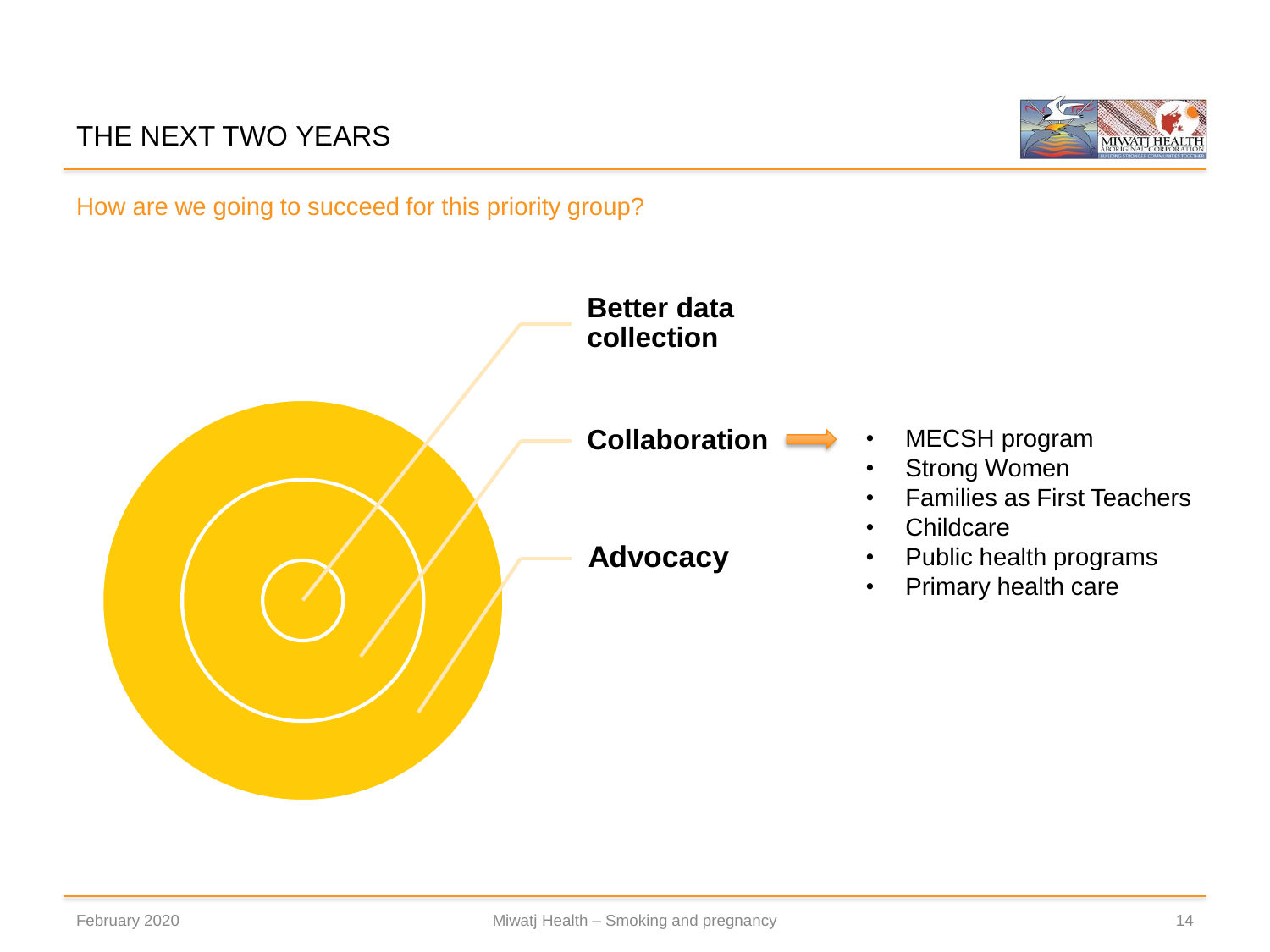# THE NEXT TWO YEARS

How are we going to succeed for this priority group?

**Better data collection**

**Collaboration** →

- MECSH program
- Strong Women
- Families as First Teachers
- Childcare
- Public health programs
- Primary health care

**Advocacy**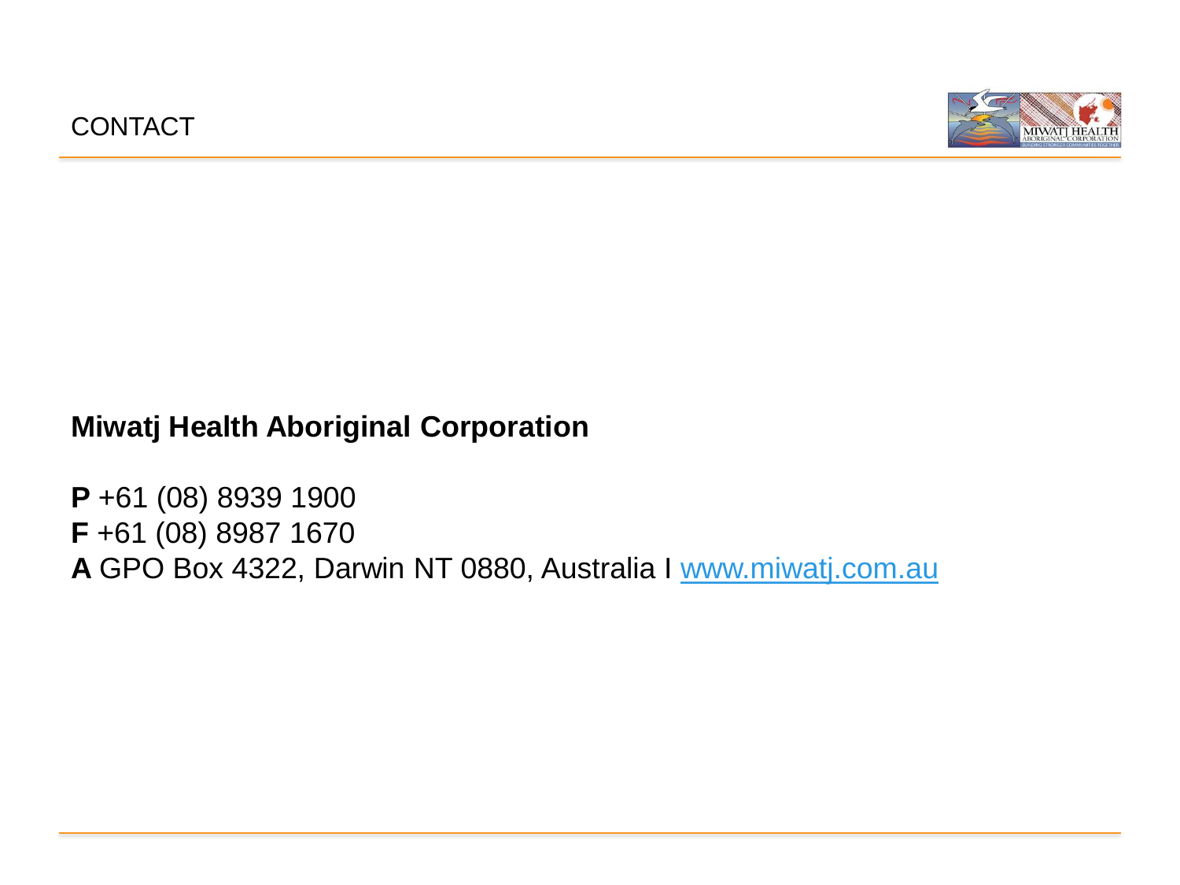# CONTACT

**Miwatj Health Aboriginal Corporation**

**P** +61 (08) 8939 1900
**F** +61 (08) 8987 1670
**A** GPO Box 4322, Darwin NT 0880, Australia I www.miwatj.com.au